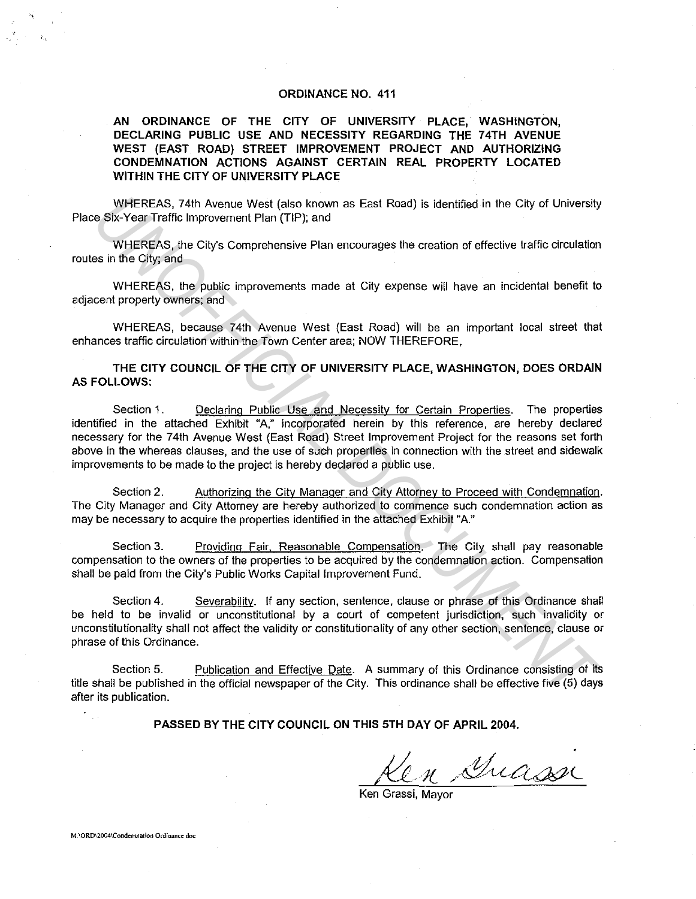# ORDINANCE NO. 411

**AN ORDINANCE OF THE CITY OF UNIVERSITY PLACE, WASHINGTON, DECLARING PUBLIC USE AND NECESSITY REGARDING THE 74TH AVENUE WEST (EAST ROAD) STREET IMPROVEMENT PROJECT AND AUTHORIZING CONDEMNATION ACTIONS AGAINST CERTAIN REAL PROPERTY LOCATED WITHIN THE CITY OF UNIVERSITY PLACE**

WHEREAS, 74th Avenue West (also known as East Road) is identified in the City of University Place Six-Year Traffic Improvement Plan (TIP); and

WHEREAS, the City's Comprehensive Plan encourages the creation of effective traffic circulation routes in the City; and

WHEREAS, the public improvements made at City expense will have an incidental benefit to adjacent property owners; and

WHEREAS, because 74th Avenue West (East Road) will be an important local street that enhances traffic circulation within the Town Center area; NOW THEREFORE,

**THE CITY COUNCIL OF THE CITY OF UNIVERSITY PLACE, WASHINGTON, DOES ORDAIN AS FOLLOWS:**

Section 1. Declaring Public Use and Necessity for Certain Properties. The properties identified in the attached Exhibit "A," incorporated herein by this reference, are hereby declared necessary for the 74th Avenue West (East Road) Street Improvement Project for the reasons set forth above in the whereas clauses, and the use of such properties in connection with the street and sidewalk improvements to be made to the project is hereby declared a public use.

Section 2. Authorizing the City Manager and City Attorney to Proceed with Condemnation. The City Manager and City Attorney are hereby authorized to commence such condemnation action as may be necessary to acquire the properties identified in the attached Exhibit "A."

Section 3. Providing Fair, Reasonable Compensation. The City shall pay reasonable compensation to the owners of the properties to be acquired by the condemnation action. Compensation shall be paid from the City's Public Works Capital Improvement Fund.

Section 4. Severability. If any section, sentence, clause or phrase of this Ordinance shall be held to be invalid or unconstitutional by a court of competent jurisdiction, such invalidity or unconstitutionality shall not affect the validity or constitutionality of any other section, sentence, clause or phrase of this Ordinance.

Section 5. Publication and Effective Date. A summary of this Ordinance consisting of its title shall be published in the official newspaper of the City. This ordinance shall be effective five (5) days after its publication.

**PASSED BY THE CITY COUNCIL ON THIS 5TH DAY OF APRIL 2004.**

Ken Grassi

Ken Grassi, Mayor

M:\ORD\2004\Condemnation Ordinance.doc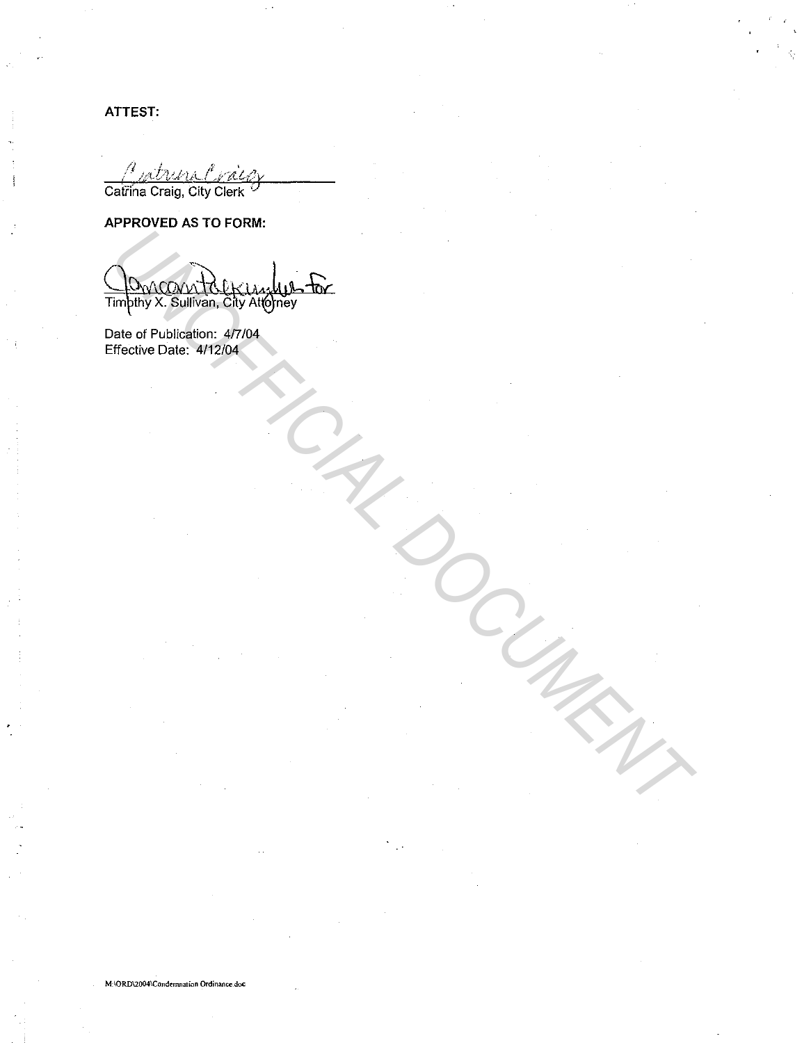**ATTEST:**

Catrina Craig, City Clerk

**APPROVED AS TO FORM:**

Timothy X. Sullivan, City Attorney

Date of Publication: 4/7/04
Effective Date: 4/12/04

M:\ORD\2004\Condemnation Ordinance.doc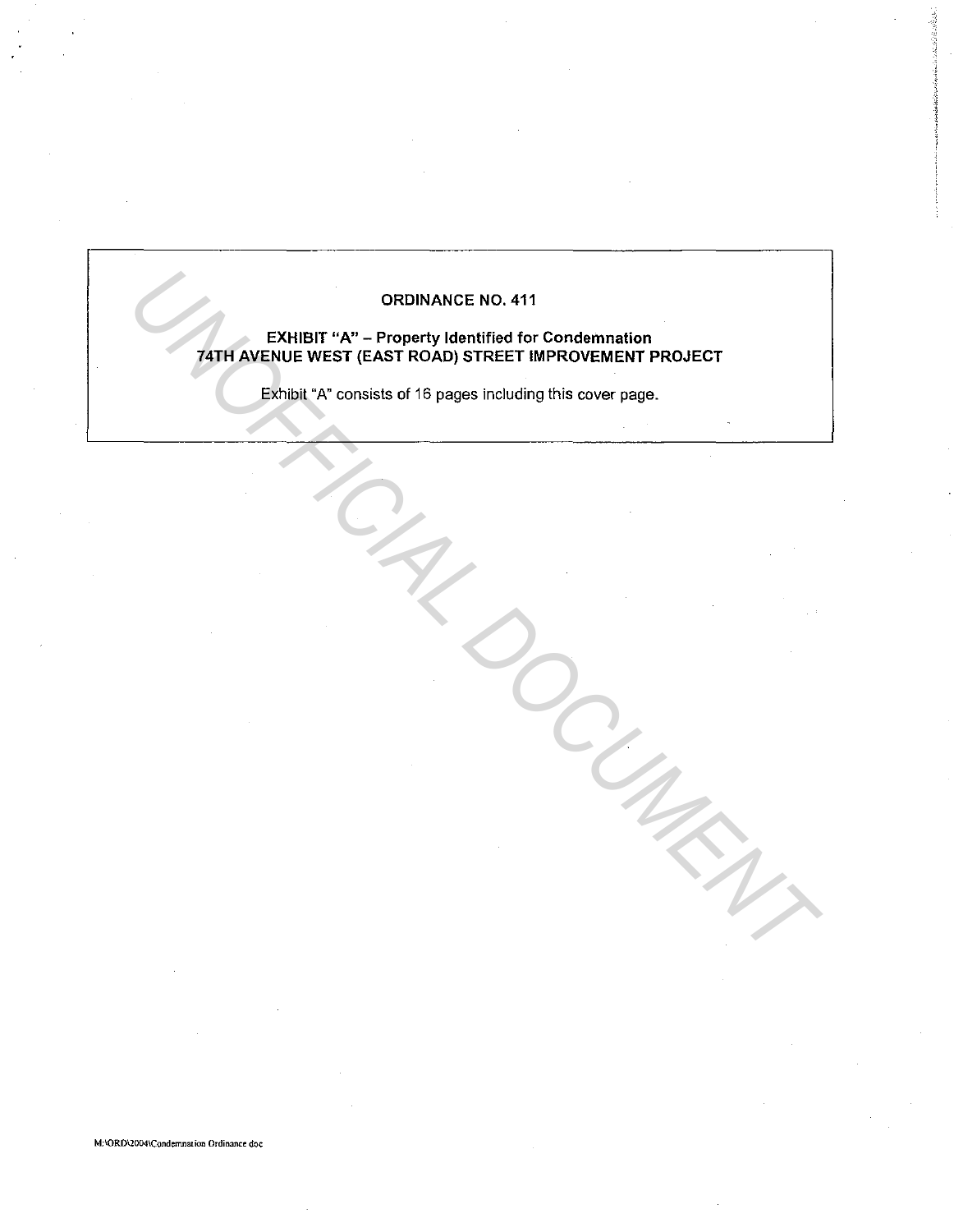**ORDINANCE NO. 411**

**EXHIBIT "A" – Property Identified for Condemnation**
**74TH AVENUE WEST (EAST ROAD) STREET IMPROVEMENT PROJECT**

Exhibit "A" consists of 16 pages including this cover page.

M:\ORD\2004\Condemnation Ordinance doc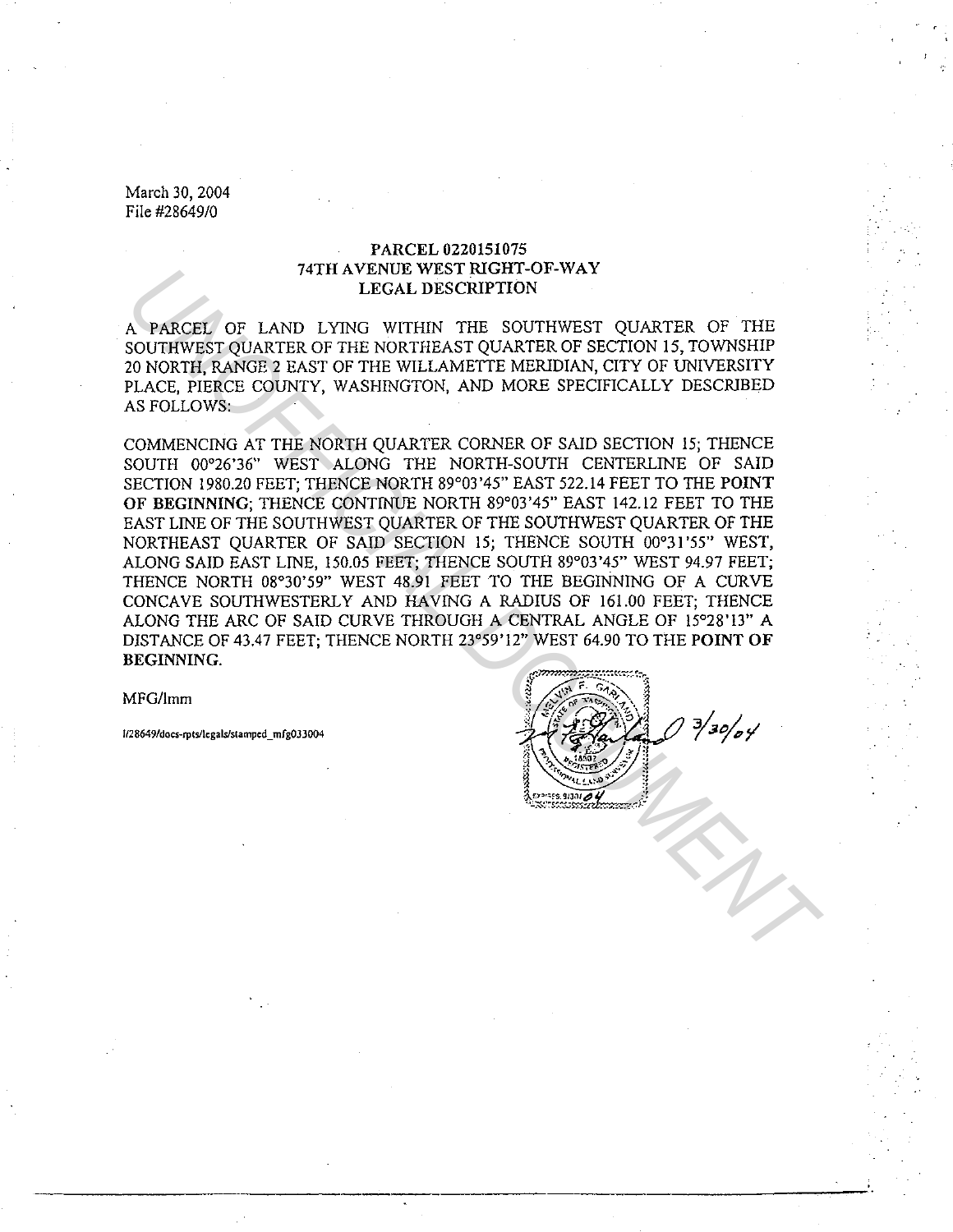March 30, 2004
File #28649/0

**PARCEL 0220151075**
**74TH AVENUE WEST RIGHT-OF-WAY**
**LEGAL DESCRIPTION**

A PARCEL OF LAND LYING WITHIN THE SOUTHWEST QUARTER OF THE SOUTHWEST QUARTER OF THE NORTHEAST QUARTER OF SECTION 15, TOWNSHIP 20 NORTH, RANGE 2 EAST OF THE WILLAMETTE MERIDIAN, CITY OF UNIVERSITY PLACE, PIERCE COUNTY, WASHINGTON, AND MORE SPECIFICALLY DESCRIBED AS FOLLOWS:

COMMENCING AT THE NORTH QUARTER CORNER OF SAID SECTION 15; THENCE SOUTH 00°26'36" WEST ALONG THE NORTH-SOUTH CENTERLINE OF SAID SECTION 1980.20 FEET; THENCE NORTH 89°03'45" EAST 522.14 FEET TO THE **POINT OF BEGINNING**; THENCE CONTINUE NORTH 89°03'45" EAST 142.12 FEET TO THE EAST LINE OF THE SOUTHWEST QUARTER OF THE SOUTHWEST QUARTER OF THE NORTHEAST QUARTER OF SAID SECTION 15; THENCE SOUTH 00°31'55" WEST, ALONG SAID EAST LINE, 150.05 FEET; THENCE SOUTH 89°03'45" WEST 94.97 FEET; THENCE NORTH 08°30'59" WEST 48.91 FEET TO THE BEGINNING OF A CURVE CONCAVE SOUTHWESTERLY AND HAVING A RADIUS OF 161.00 FEET; THENCE ALONG THE ARC OF SAID CURVE THROUGH A CENTRAL ANGLE OF 15°28'13" A DISTANCE OF 43.47 FEET; THENCE NORTH 23°59'12" WEST 64.90 TO THE **POINT OF BEGINNING**.

MFG/lmm

l/28649/docs-rpts/legals/stamped_mfg033004

3/30/04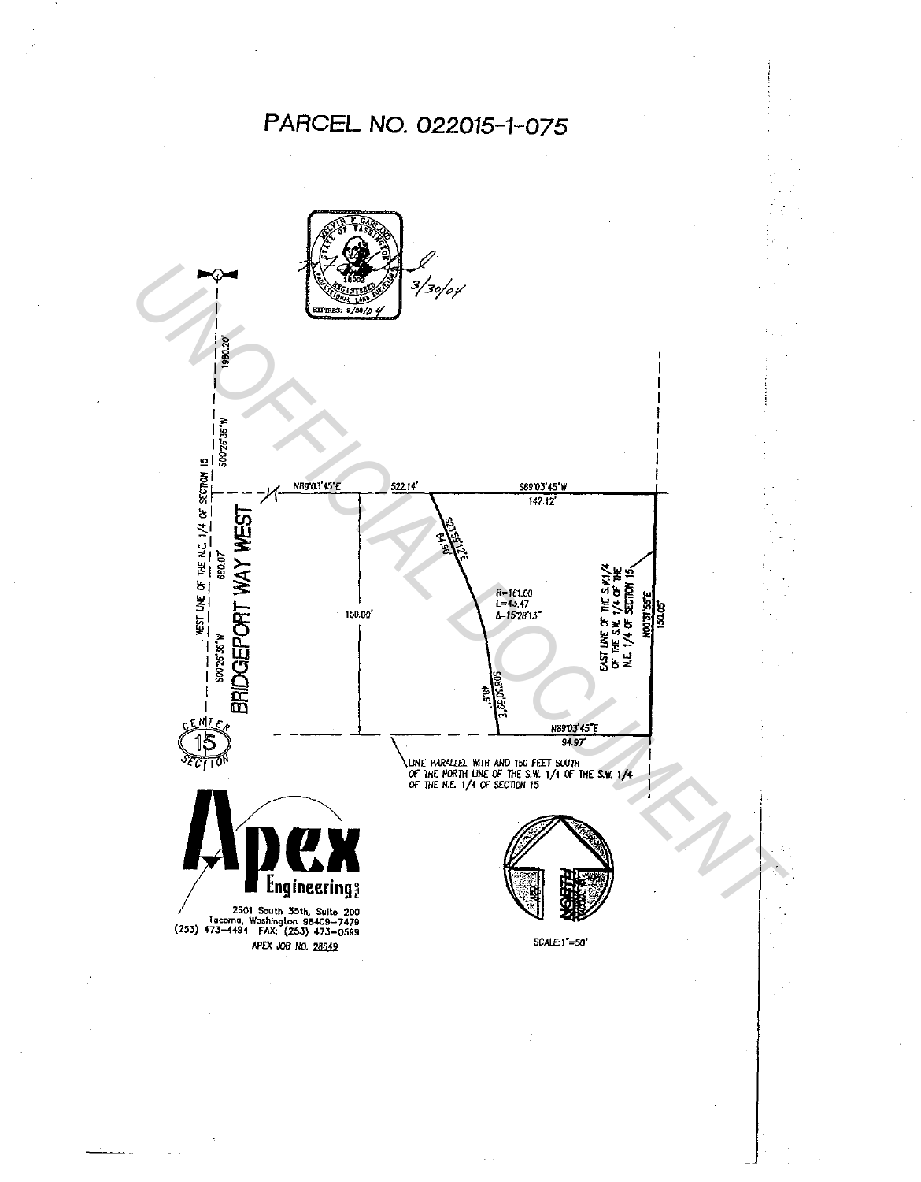# PARCEL NO. 022015-1-075

MELVIN P. GARLAND
STATE OF WASHINGTON
18902
REGISTERED
PROFESSIONAL LAND SURVEYOR
EXPIRES: 9/30/04

3/30/04

UNOFFICIAL DOCUMENT

1980.20'

S00°26'36"W

WEST LINE OF THE N.E. 1/4 OF SECTION 15

660.07'

S00°26'36"W

BRIDGEPORT WAY WEST

N89°03'45"E

522.14'

S89°03'45"W

142.12'

S23°51'17"E

64.96'

R=161.00
L=43.47
Δ=15°28'13"

150.00'

S08°23'05"E

48.91'

EAST LINE OF THE S.W.1/4 OF THE S.W. 1/4 OF THE N.E. 1/4 OF SECTION 15

N00°31'56"E

150.06'

N89°03'45"E

94.97'

CENTER 15 SECTION

LINE PARALLEL WITH AND 150 FEET SOUTH OF THE NORTH LINE OF THE S.W. 1/4 OF THE S.W. 1/4 OF THE N.E. 1/4 OF SECTION 15

**Apex Engineering** PLLC

2601 South 35th, Suite 200
Tacoma, Washington 98409-7479
(253) 473-4494 FAX: (253) 473-0599

APEX JOB NO. 28549

NORTH

SCALE: 1"=50'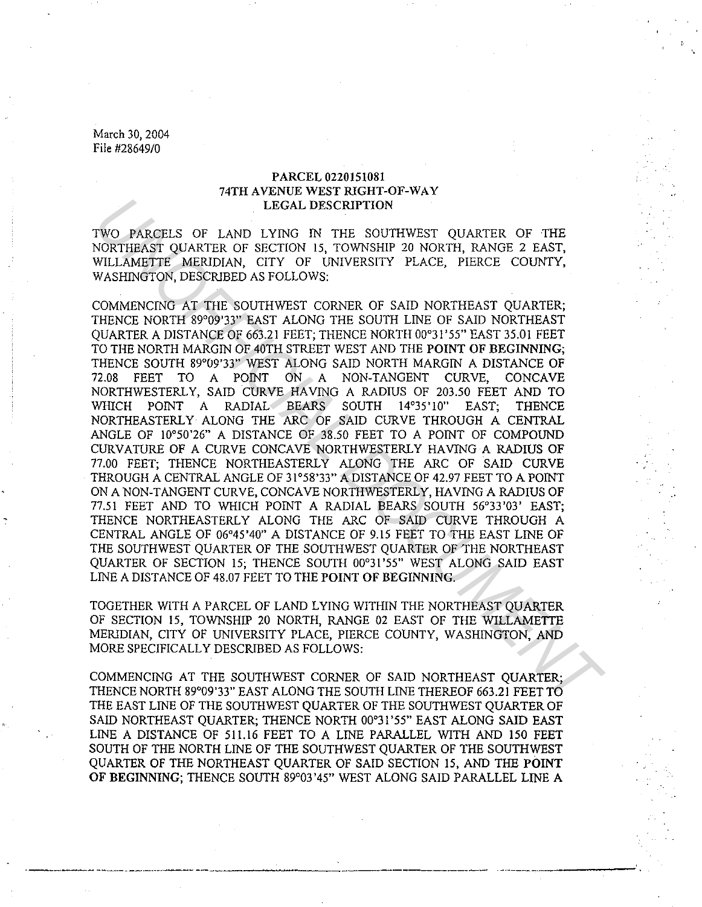March 30, 2004
File #28649/0

**PARCEL 0220151081**
**74TH AVENUE WEST RIGHT-OF-WAY**
**LEGAL DESCRIPTION**

TWO PARCELS OF LAND LYING IN THE SOUTHWEST QUARTER OF THE NORTHEAST QUARTER OF SECTION 15, TOWNSHIP 20 NORTH, RANGE 2 EAST, WILLAMETTE MERIDIAN, CITY OF UNIVERSITY PLACE, PIERCE COUNTY, WASHINGTON, DESCRIBED AS FOLLOWS:

COMMENCING AT THE SOUTHWEST CORNER OF SAID NORTHEAST QUARTER; THENCE NORTH 89°09'33" EAST ALONG THE SOUTH LINE OF SAID NORTHEAST QUARTER A DISTANCE OF 663.21 FEET; THENCE NORTH 00°31'55" EAST 35.01 FEET TO THE NORTH MARGIN OF 40TH STREET WEST AND THE **POINT OF BEGINNING**; THENCE SOUTH 89°09'33" WEST ALONG SAID NORTH MARGIN A DISTANCE OF 72.08 FEET TO A POINT ON A NON-TANGENT CURVE, CONCAVE NORTHWESTERLY, SAID CURVE HAVING A RADIUS OF 203.50 FEET AND TO WHICH POINT A RADIAL BEARS SOUTH 14°35'10" EAST; THENCE NORTHEASTERLY ALONG THE ARC OF SAID CURVE THROUGH A CENTRAL ANGLE OF 10°50'26" A DISTANCE OF 38.50 FEET TO A POINT OF COMPOUND CURVATURE OF A CURVE CONCAVE NORTHWESTERLY HAVING A RADIUS OF 77.00 FEET; THENCE NORTHEASTERLY ALONG THE ARC OF SAID CURVE THROUGH A CENTRAL ANGLE OF 31°58'33" A DISTANCE OF 42.97 FEET TO A POINT ON A NON-TANGENT CURVE, CONCAVE NORTHWESTERLY, HAVING A RADIUS OF 77.51 FEET AND TO WHICH POINT A RADIAL BEARS SOUTH 56°33'03' EAST; THENCE NORTHEASTERLY ALONG THE ARC OF SAID CURVE THROUGH A CENTRAL ANGLE OF 06°45'40" A DISTANCE OF 9.15 FEET TO THE EAST LINE OF THE SOUTHWEST QUARTER OF THE SOUTHWEST QUARTER OF THE NORTHEAST QUARTER OF SECTION 15; THENCE SOUTH 00°31'55" WEST ALONG SAID EAST LINE A DISTANCE OF 48.07 FEET TO THE **POINT OF BEGINNING**.

TOGETHER WITH A PARCEL OF LAND LYING WITHIN THE NORTHEAST QUARTER OF SECTION 15, TOWNSHIP 20 NORTH, RANGE 02 EAST OF THE WILLAMETTE MERIDIAN, CITY OF UNIVERSITY PLACE, PIERCE COUNTY, WASHINGTON, AND MORE SPECIFICALLY DESCRIBED AS FOLLOWS:

COMMENCING AT THE SOUTHWEST CORNER OF SAID NORTHEAST QUARTER; THENCE NORTH 89°09'33" EAST ALONG THE SOUTH LINE THEREOF 663.21 FEET TO THE EAST LINE OF THE SOUTHWEST QUARTER OF THE SOUTHWEST QUARTER OF SAID NORTHEAST QUARTER; THENCE NORTH 00°31'55" EAST ALONG SAID EAST LINE A DISTANCE OF 511.16 FEET TO A LINE PARALLEL WITH AND 150 FEET SOUTH OF THE NORTH LINE OF THE SOUTHWEST QUARTER OF THE SOUTHWEST QUARTER OF THE NORTHEAST QUARTER OF SAID SECTION 15, AND THE **POINT OF BEGINNING**; THENCE SOUTH 89°03'45" WEST ALONG SAID PARALLEL LINE A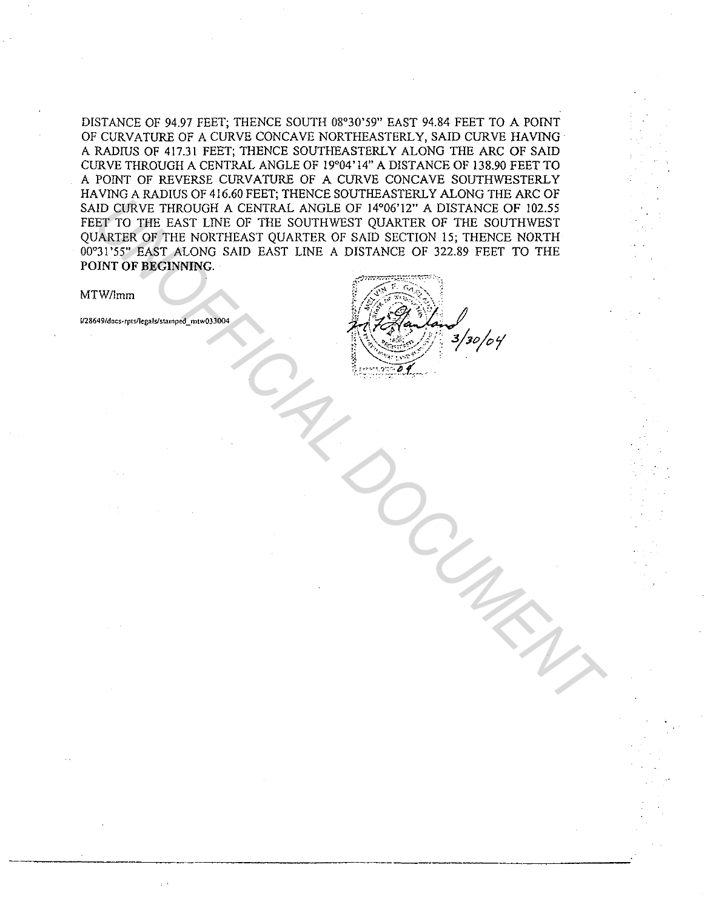DISTANCE OF 94.97 FEET; THENCE SOUTH 08°30'59" EAST 94.84 FEET TO A POINT OF CURVATURE OF A CURVE CONCAVE NORTHEASTERLY, SAID CURVE HAVING A RADIUS OF 417.31 FEET; THENCE SOUTHEASTERLY ALONG THE ARC OF SAID CURVE THROUGH A CENTRAL ANGLE OF 19°04'14" A DISTANCE OF 138.90 FEET TO A POINT OF REVERSE CURVATURE OF A CURVE CONCAVE SOUTHWESTERLY HAVING A RADIUS OF 416.60 FEET; THENCE SOUTHEASTERLY ALONG THE ARC OF SAID CURVE THROUGH A CENTRAL ANGLE OF 14°06'12" A DISTANCE OF 102.55 FEET TO THE EAST LINE OF THE SOUTHWEST QUARTER OF THE SOUTHWEST QUARTER OF THE NORTHEAST QUARTER OF SAID SECTION 15; THENCE NORTH 00°31'55" EAST ALONG SAID EAST LINE A DISTANCE OF 322.89 FEET TO THE **POINT OF BEGINNING.**

MTW/lmm

l/28649/docs-rpts/legals/stamped_mtw033004

3/30/04

UNOFFICIAL DOCUMENT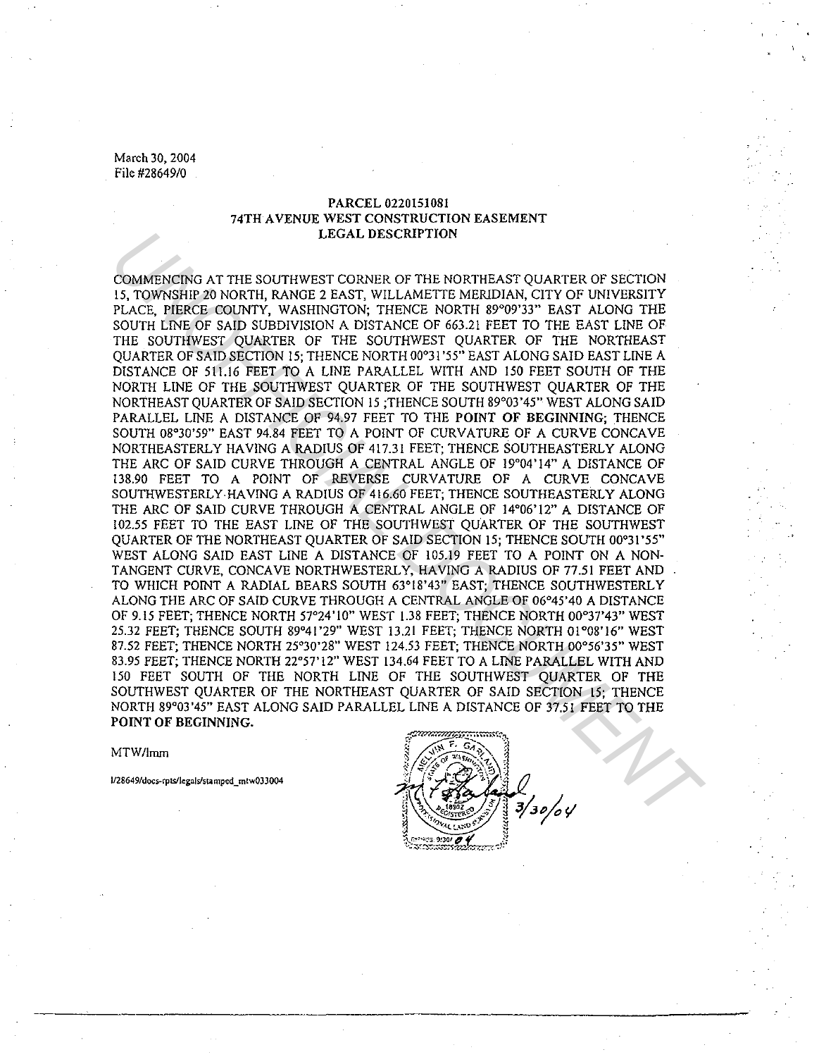March 30, 2004
File #28649/0

**PARCEL 0220151081**
**74TH AVENUE WEST CONSTRUCTION EASEMENT**
**LEGAL DESCRIPTION**

COMMENCING AT THE SOUTHWEST CORNER OF THE NORTHEAST QUARTER OF SECTION 15, TOWNSHIP 20 NORTH, RANGE 2 EAST, WILLAMETTE MERIDIAN, CITY OF UNIVERSITY PLACE, PIERCE COUNTY, WASHINGTON; THENCE NORTH 89°09'33" EAST ALONG THE SOUTH LINE OF SAID SUBDIVISION A DISTANCE OF 663.21 FEET TO THE EAST LINE OF THE SOUTHWEST QUARTER OF THE SOUTHWEST QUARTER OF THE NORTHEAST QUARTER OF SAID SECTION 15; THENCE NORTH 00°31'55" EAST ALONG SAID EAST LINE A DISTANCE OF 511.16 FEET TO A LINE PARALLEL WITH AND 150 FEET SOUTH OF THE NORTH LINE OF THE SOUTHWEST QUARTER OF THE SOUTHWEST QUARTER OF THE NORTHEAST QUARTER OF SAID SECTION 15 ;THENCE SOUTH 89°03'45" WEST ALONG SAID PARALLEL LINE A DISTANCE OF 94.97 FEET TO THE **POINT OF BEGINNING**; THENCE SOUTH 08°30'59" EAST 94.84 FEET TO A POINT OF CURVATURE OF A CURVE CONCAVE NORTHEASTERLY HAVING A RADIUS OF 417.31 FEET; THENCE SOUTHEASTERLY ALONG THE ARC OF SAID CURVE THROUGH A CENTRAL ANGLE OF 19°04'14" A DISTANCE OF 138.90 FEET TO A POINT OF REVERSE CURVATURE OF A CURVE CONCAVE SOUTHWESTERLY HAVING A RADIUS OF 416.60 FEET; THENCE SOUTHEASTERLY ALONG THE ARC OF SAID CURVE THROUGH A CENTRAL ANGLE OF 14°06'12" A DISTANCE OF 102.55 FEET TO THE EAST LINE OF THE SOUTHWEST QUARTER OF THE SOUTHWEST QUARTER OF THE NORTHEAST QUARTER OF SAID SECTION 15; THENCE SOUTH 00°31'55" WEST ALONG SAID EAST LINE A DISTANCE OF 105.19 FEET TO A POINT ON A NON-TANGENT CURVE, CONCAVE NORTHWESTERLY, HAVING A RADIUS OF 77.51 FEET AND TO WHICH POINT A RADIAL BEARS SOUTH 63°18'43" EAST; THENCE SOUTHWESTERLY ALONG THE ARC OF SAID CURVE THROUGH A CENTRAL ANGLE OF 06°45'40 A DISTANCE OF 9.15 FEET; THENCE NORTH 57°24'10" WEST 1.38 FEET; THENCE NORTH 00°37'43" WEST 25.32 FEET; THENCE SOUTH 89°41'29" WEST 13.21 FEET; THENCE NORTH 01°08'16" WEST 87.52 FEET; THENCE NORTH 25°30'28" WEST 124.53 FEET; THENCE NORTH 00°56'35" WEST 83.95 FEET; THENCE NORTH 22°57'12" WEST 134.64 FEET TO A LINE PARALLEL WITH AND 150 FEET SOUTH OF THE NORTH LINE OF THE SOUTHWEST QUARTER OF THE SOUTHWEST QUARTER OF THE NORTHEAST QUARTER OF SAID SECTION 15; THENCE NORTH 89°03'45" EAST ALONG SAID PARALLEL LINE A DISTANCE OF 37.51 FEET TO THE **POINT OF BEGINNING.**

MTW/lmm

l/28649/docs-rpts/legals/stamped_mtw033004

3/30/04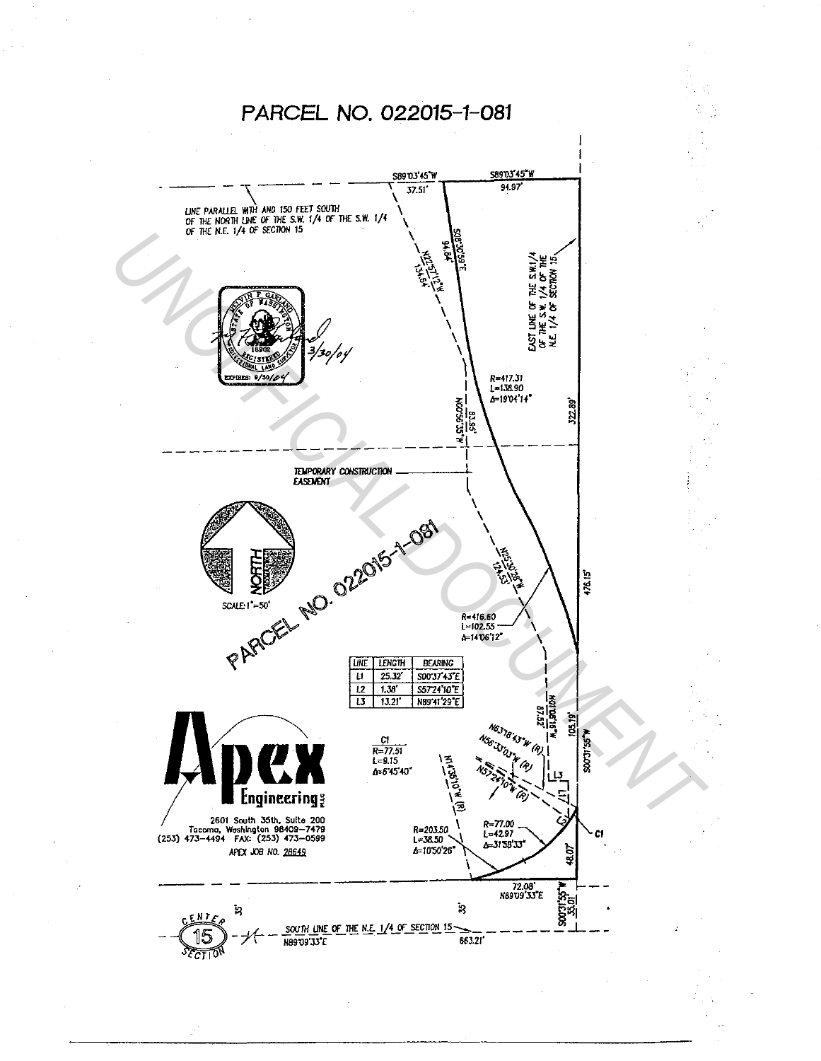# PARCEL NO. 022015-1-081

LINE PARALLEL WITH AND 150 FEET SOUTH OF THE NORTH LINE OF THE S.W. 1/4 OF THE S.W. 1/4 OF THE N.E. 1/4 OF SECTION 15

S89°03'45"W 37.51'

S89°03'45"W 94.97'

N22°57'12"W 134.64'

S08°03'56"E 94.84'

EAST LINE OF THE S.W.1/4 OF THE S.W. 1/4 OF THE N.E. 1/4 OF SECTION 15

MELVIN F GARLAND STATE OF WASHINGTON 18902 REGISTERED PROFESSIONAL LAND SURVEYOR EXPIRES: 9/30/04

3/30/04

R=417.31
L=138.90
Δ=19°04'14"

N00°56'35"W 83.95'

322.89'

TEMPORARY CONSTRUCTION EASEMENT

NORTH

SCALE: 1"=50'

PARCEL NO. 022015-1-081

N25°30'28"W 124.53'

476.15'

R=416.60
L=102.55
Δ=14°06'12"

| LINE | LENGTH | BEARING |
|---|---|---|
| L1 | 25.32' | S00°37'43"E |
| L2 | 1.38' | S57°24'10"E |
| L3 | 13.21' | N89°41'29"E |

N01°16'19"W 87.52'

105.19'

S00°31'55"W

C1
R=77.51
L=9.15
Δ=6°45'40"

N63°18'43"W (R)

N56°33'03"W (R)

N57°24'10"W (R)

N14°35'10"W (R)

Apex Engineering PLLC

2601 South 35th, Suite 200
Tacoma, Washington 98409-7479
(253) 473-4494 FAX: (253) 473-0599

APEX JOB NO. 28649

R=203.50
L=38.50
Δ=10°50'26"

R=77.00
L=42.97
Δ=31°58'33"

C1

48.07'

72.08'
N89°09'33"E

S00°31'55"W 35.01'

35' 35'

CENTER 15 SECTION

SOUTH LINE OF THE N.E. 1/4 OF SECTION 15
N89°09'33"E 663.21'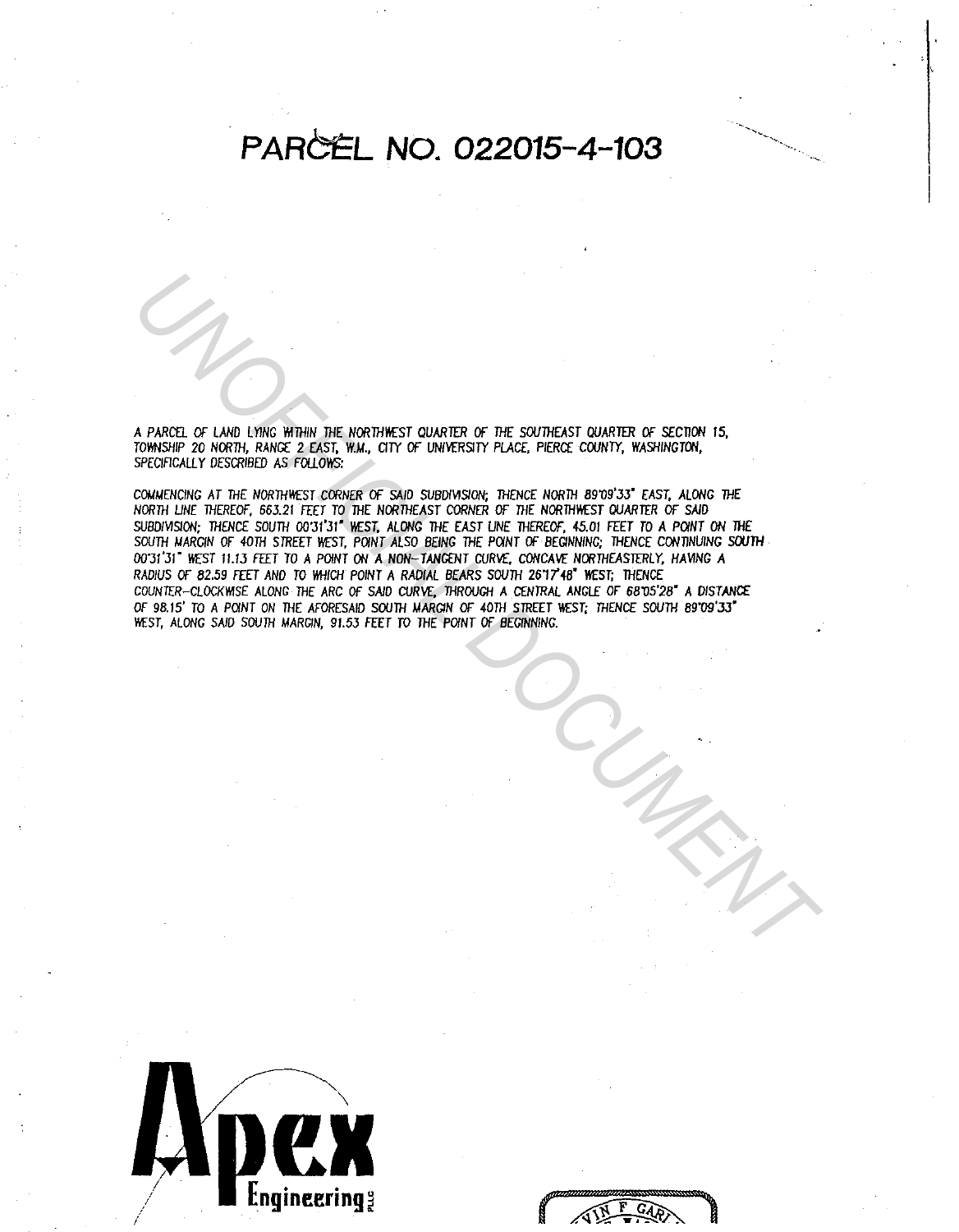# PARCEL NO. 022015-4-103

A PARCEL OF LAND LYING WITHIN THE NORTHWEST QUARTER OF THE SOUTHEAST QUARTER OF SECTION 15, TOWNSHIP 20 NORTH, RANGE 2 EAST, W.M., CITY OF UNIVERSITY PLACE, PIERCE COUNTY, WASHINGTON, SPECIFICALLY DESCRIBED AS FOLLOWS:

COMMENCING AT THE NORTHWEST CORNER OF SAID SUBDIVISION; THENCE NORTH 89°09'33" EAST, ALONG THE NORTH LINE THEREOF, 663.21 FEET TO THE NORTHEAST CORNER OF THE NORTHWEST QUARTER OF SAID SUBDIVISION; THENCE SOUTH 00°31'31" WEST, ALONG THE EAST LINE THEREOF, 45.01 FEET TO A POINT ON THE SOUTH MARGIN OF 40TH STREET WEST, POINT ALSO BEING THE POINT OF BEGINNING; THENCE CONTINUING SOUTH 00°31'31" WEST 11.13 FEET TO A POINT ON A NON-TANGENT CURVE, CONCAVE NORTHEASTERLY, HAVING A RADIUS OF 82.59 FEET AND TO WHICH POINT A RADIAL BEARS SOUTH 26°17'48" WEST; THENCE COUNTER-CLOCKWISE ALONG THE ARC OF SAID CURVE, THROUGH A CENTRAL ANGLE OF 68°05'28" A DISTANCE OF 98.15' TO A POINT ON THE AFORESAID SOUTH MARGIN OF 40TH STREET WEST; THENCE SOUTH 89°09'33" WEST, ALONG SAID SOUTH MARGIN, 91.53 FEET TO THE POINT OF BEGINNING.

Apex Engineering PLLC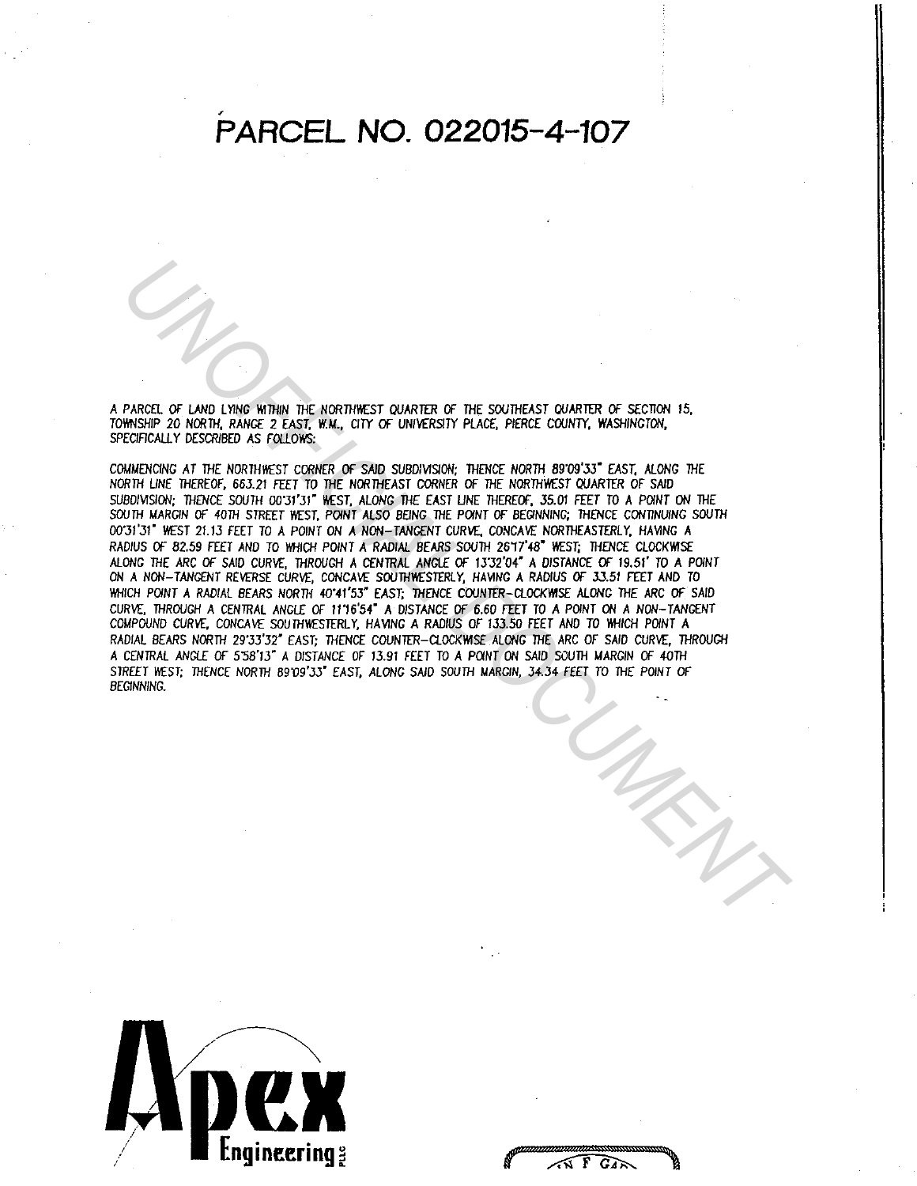# PARCEL NO. 022015-4-107

A PARCEL OF LAND LYING WITHIN THE NORTHWEST QUARTER OF THE SOUTHEAST QUARTER OF SECTION 15, TOWNSHIP 20 NORTH, RANGE 2 EAST, W.M., CITY OF UNIVERSITY PLACE, PIERCE COUNTY, WASHINGTON, SPECIFICALLY DESCRIBED AS FOLLOWS:

COMMENCING AT THE NORTHWEST CORNER OF SAID SUBDIVISION; THENCE NORTH 89°09'33" EAST, ALONG THE NORTH LINE THEREOF, 663.21 FEET TO THE NORTHEAST CORNER OF THE NORTHWEST QUARTER OF SAID SUBDIVISION; THENCE SOUTH 00°31'31" WEST, ALONG THE EAST LINE THEREOF, 35.01 FEET TO A POINT ON THE SOUTH MARGIN OF 40TH STREET WEST, POINT ALSO BEING THE POINT OF BEGINNING; THENCE CONTINUING SOUTH 00°31'31" WEST 21.13 FEET TO A POINT ON A NON-TANGENT CURVE, CONCAVE NORTHEASTERLY, HAVING A RADIUS OF 82.59 FEET AND TO WHICH POINT A RADIAL BEARS SOUTH 26°17'48" WEST; THENCE CLOCKWISE ALONG THE ARC OF SAID CURVE, THROUGH A CENTRAL ANGLE OF 13°32'04" A DISTANCE OF 19.51' TO A POINT ON A NON-TANGENT REVERSE CURVE, CONCAVE SOUTHWESTERLY, HAVING A RADIUS OF 33.51 FEET AND TO WHICH POINT A RADIAL BEARS NORTH 40°41'53" EAST; THENCE COUNTER-CLOCKWISE ALONG THE ARC OF SAID CURVE, THROUGH A CENTRAL ANGLE OF 11°16'54" A DISTANCE OF 6.60 FEET TO A POINT ON A NON-TANGENT COMPOUND CURVE, CONCAVE SOUTHWESTERLY, HAVING A RADIUS OF 133.50 FEET AND TO WHICH POINT A RADIAL BEARS NORTH 29°33'32" EAST; THENCE COUNTER-CLOCKWISE ALONG THE ARC OF SAID CURVE, THROUGH A CENTRAL ANGLE OF 5°58'13" A DISTANCE OF 13.91 FEET TO A POINT ON SAID SOUTH MARGIN OF 40TH STREET WEST; THENCE NORTH 89°09'33" EAST, ALONG SAID SOUTH MARGIN, 34.34 FEET TO THE POINT OF BEGINNING.

Apex Engineering PLLC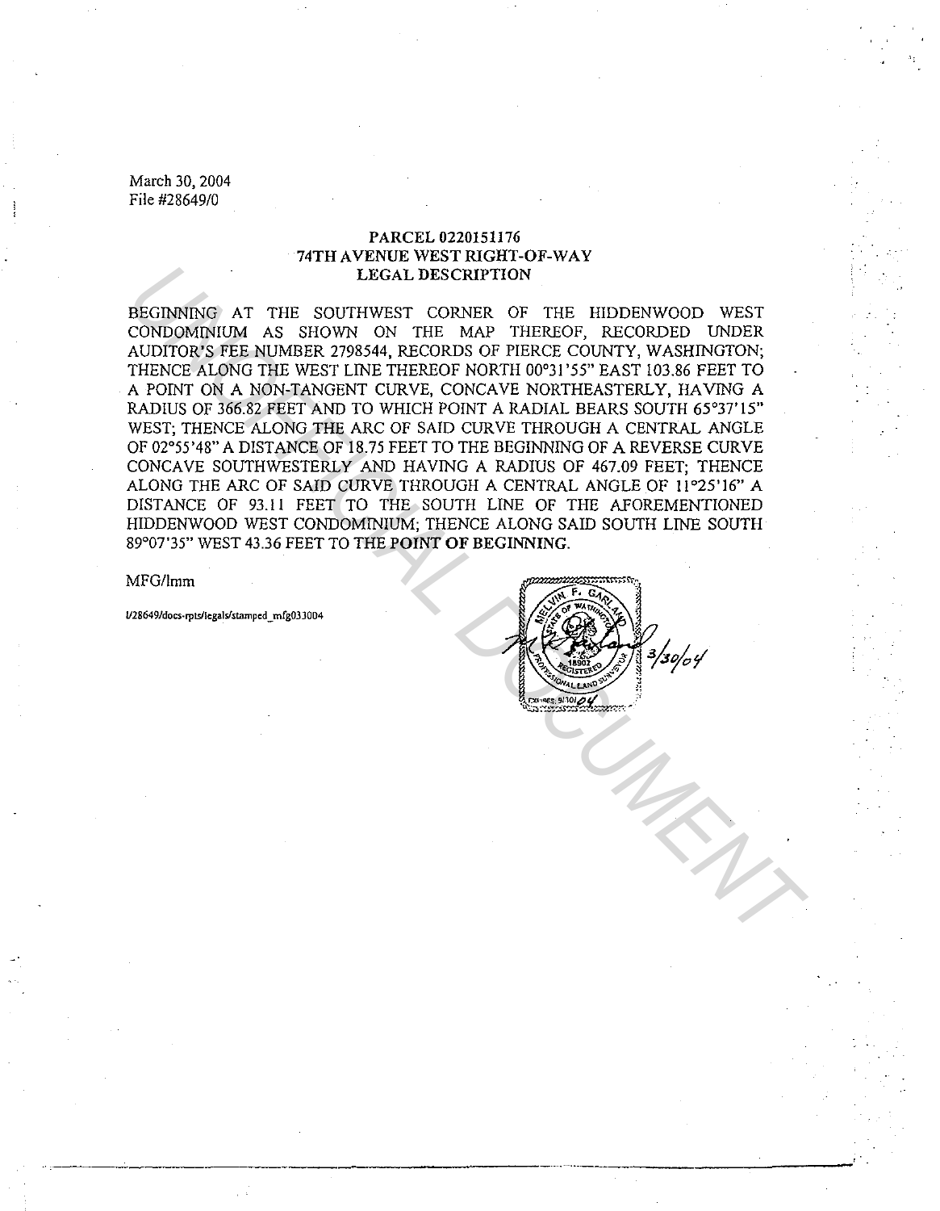March 30, 2004
File #28649/0

**PARCEL 0220151176**
**74TH AVENUE WEST RIGHT-OF-WAY**
**LEGAL DESCRIPTION**

BEGINNING AT THE SOUTHWEST CORNER OF THE HIDDENWOOD WEST CONDOMINIUM AS SHOWN ON THE MAP THEREOF, RECORDED UNDER AUDITOR'S FEE NUMBER 2798544, RECORDS OF PIERCE COUNTY, WASHINGTON; THENCE ALONG THE WEST LINE THEREOF NORTH 00°31'55" EAST 103.86 FEET TO A POINT ON A NON-TANGENT CURVE, CONCAVE NORTHEASTERLY, HAVING A RADIUS OF 366.82 FEET AND TO WHICH POINT A RADIAL BEARS SOUTH 65°37'15" WEST; THENCE ALONG THE ARC OF SAID CURVE THROUGH A CENTRAL ANGLE OF 02°55'48" A DISTANCE OF 18.75 FEET TO THE BEGINNING OF A REVERSE CURVE CONCAVE SOUTHWESTERLY AND HAVING A RADIUS OF 467.09 FEET; THENCE ALONG THE ARC OF SAID CURVE THROUGH A CENTRAL ANGLE OF 11°25'16" A DISTANCE OF 93.11 FEET TO THE SOUTH LINE OF THE AFOREMENTIONED HIDDENWOOD WEST CONDOMINIUM; THENCE ALONG SAID SOUTH LINE SOUTH 89°07'35" WEST 43.36 FEET TO THE POINT OF BEGINNING.

MFG/lmm

l/28649/docs-rpts/legals/stamped_mfg033004

MELVIN F. GARLAND
STATE OF WASHINGTON
18902
REGISTERED
PROFESSIONAL LAND SURVEYOR
EXPIRES 9/10/04

3/30/04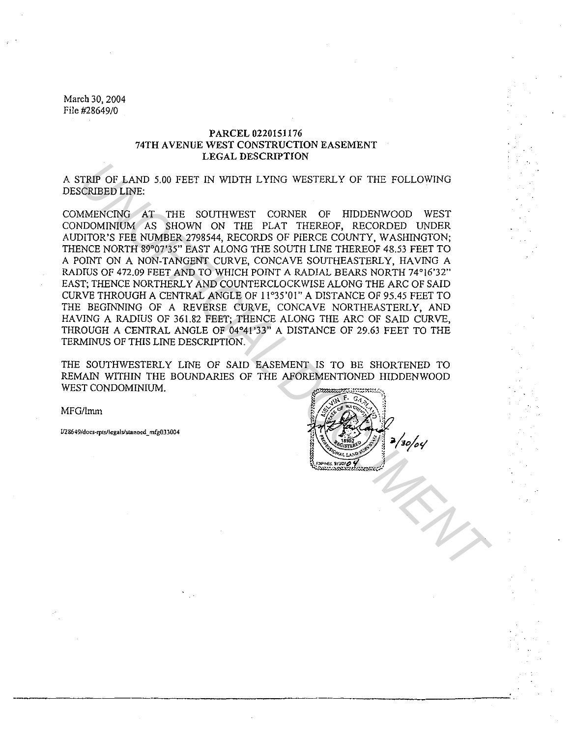March 30, 2004
File #28649/0

**PARCEL 0220151176**
**74TH AVENUE WEST CONSTRUCTION EASEMENT**
**LEGAL DESCRIPTION**

A STRIP OF LAND 5.00 FEET IN WIDTH LYING WESTERLY OF THE FOLLOWING DESCRIBED LINE:

COMMENCING AT THE SOUTHWEST CORNER OF HIDDENWOOD WEST CONDOMINIUM AS SHOWN ON THE PLAT THEREOF, RECORDED UNDER AUDITOR'S FEE NUMBER 2798544, RECORDS OF PIERCE COUNTY, WASHINGTON; THENCE NORTH 89°07'35" EAST ALONG THE SOUTH LINE THEREOF 48.53 FEET TO A POINT ON A NON-TANGENT CURVE, CONCAVE SOUTHEASTERLY, HAVING A RADIUS OF 472.09 FEET AND TO WHICH POINT A RADIAL BEARS NORTH 74°16'32" EAST; THENCE NORTHERLY AND COUNTERCLOCKWISE ALONG THE ARC OF SAID CURVE THROUGH A CENTRAL ANGLE OF 11°35'01" A DISTANCE OF 95.45 FEET TO THE BEGINNING OF A REVERSE CURVE, CONCAVE NORTHEASTERLY, AND HAVING A RADIUS OF 361.82 FEET; THENCE ALONG THE ARC OF SAID CURVE, THROUGH A CENTRAL ANGLE OF 04°41'33" A DISTANCE OF 29.63 FEET TO THE TERMINUS OF THIS LINE DESCRIPTION.

THE SOUTHWESTERLY LINE OF SAID EASEMENT IS TO BE SHORTENED TO REMAIN WITHIN THE BOUNDARIES OF THE AFOREMENTIONED HIDDENWOOD WEST CONDOMINIUM.

MFG/lmm

I/28649/docs-rpts/legals/stanced_mfg033004

MELVIN F. GARLAND
STATE OF WASHINGTON
18902
REGISTERED PROFESSIONAL LAND SURVEYOR
EXPIRES 9/30/04

3/30/04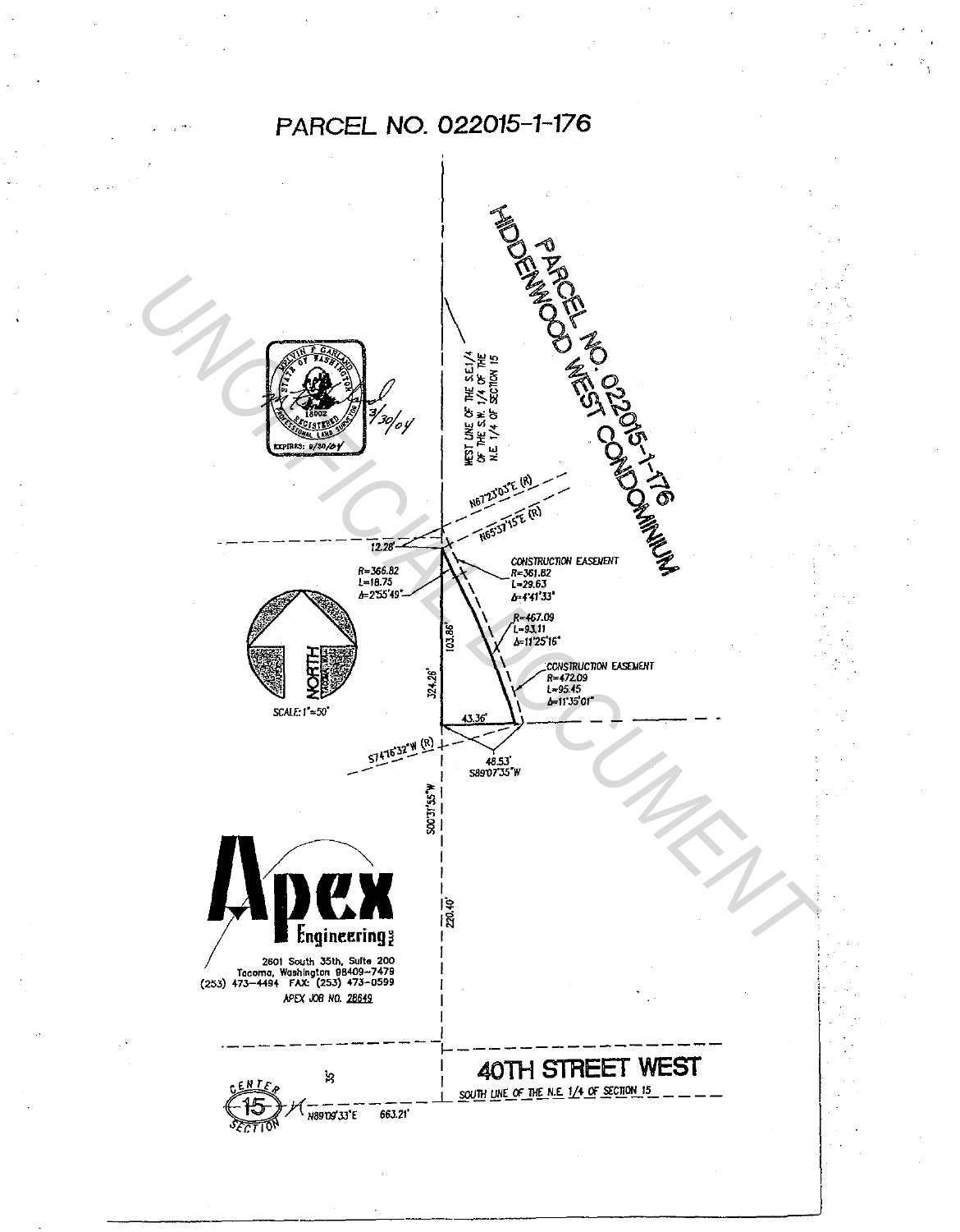# PARCEL NO. 022015-1-176

PARCEL NO. 022015-1-176
HIDDENWOOD WEST CONDOMINIUM

WEST LINE OF THE S.E.1/4 OF THE S.W. 1/4 OF THE N.E 1/4 OF SECTION 15

MELVIN P GARLAND
STATE OF WASHINGTON
18002
REGISTERED
PROFESSIONAL LAND SURVEYOR
EXPIRES: 9/30/04
3/30/04

N67°23'03"E (R)

N65°37'15"E (R)

12.28'

R=366.82
L=18.75
Δ=2°55'49"

CONSTRUCTION EASEMENT
R=361.82
L=29.63
Δ=4°41'33"

R=467.09
L=93.11
Δ=11°25'16"

CONSTRUCTION EASEMENT
R=472.09
L=95.45
Δ=11°35'01"

103.86'

324.26'

43.36'

48.53'
S89°07'35"W

S74°16'32"W (R)

S00°31'55"W

220.40'

NORTH

SCALE: 1"=50'

**Apex Engineering** PLLC
2601 South 35th, Suite 200
Tacoma, Washington 98409-7479
(253) 473-4494 FAX: (253) 473-0599
APEX JOB NO. 28649

## 40TH STREET WEST

SOUTH LINE OF THE N.E. 1/4 OF SECTION 15

CENTER 15 SECTION

35'

N89°09'33"E 663.21'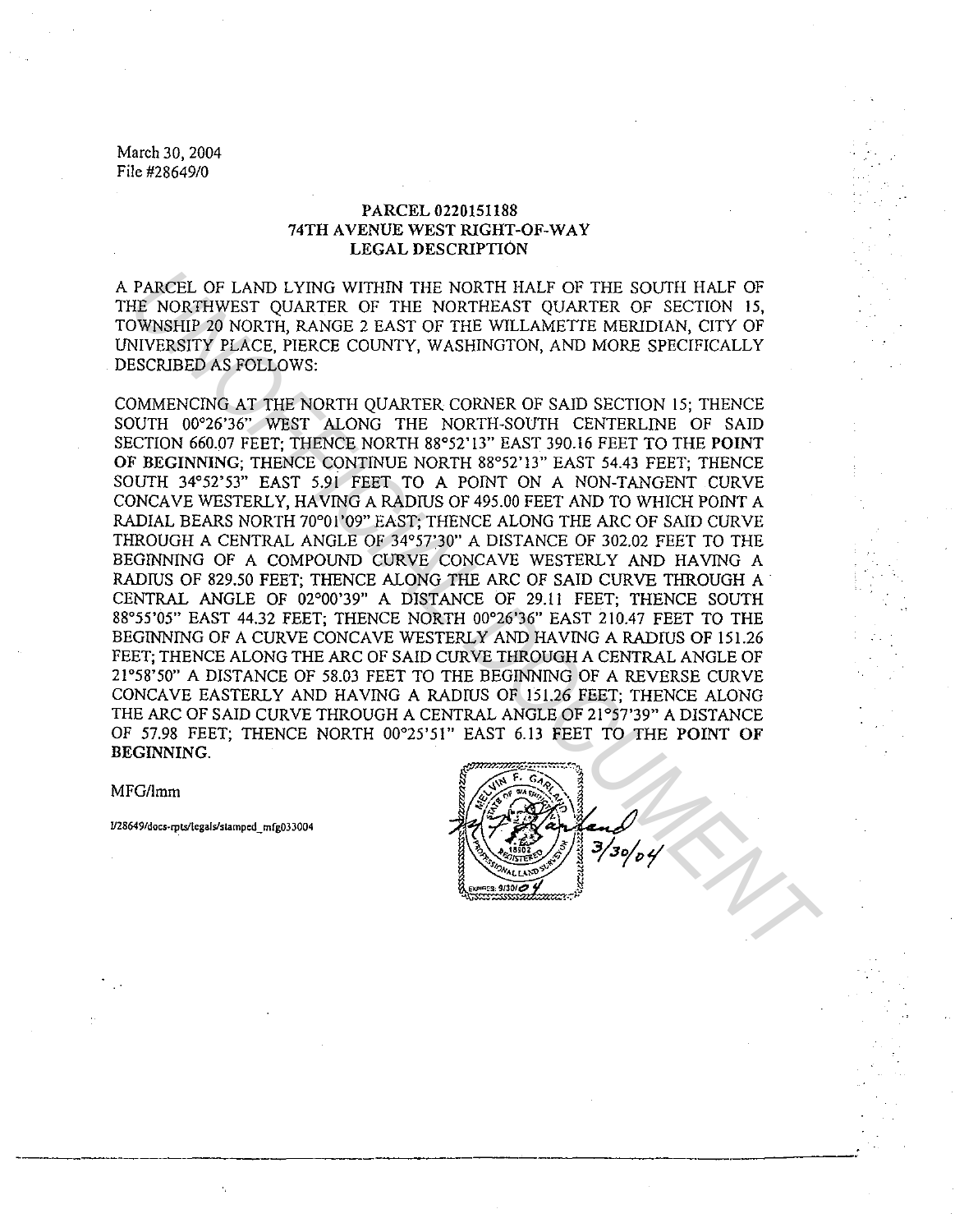March 30, 2004
File #28649/0

**PARCEL 0220151188**
**74TH AVENUE WEST RIGHT-OF-WAY**
**LEGAL DESCRIPTION**

A PARCEL OF LAND LYING WITHIN THE NORTH HALF OF THE SOUTH HALF OF THE NORTHWEST QUARTER OF THE NORTHEAST QUARTER OF SECTION 15, TOWNSHIP 20 NORTH, RANGE 2 EAST OF THE WILLAMETTE MERIDIAN, CITY OF UNIVERSITY PLACE, PIERCE COUNTY, WASHINGTON, AND MORE SPECIFICALLY DESCRIBED AS FOLLOWS:

COMMENCING AT THE NORTH QUARTER CORNER OF SAID SECTION 15; THENCE SOUTH 00°26'36" WEST ALONG THE NORTH-SOUTH CENTERLINE OF SAID SECTION 660.07 FEET; THENCE NORTH 88°52'13" EAST 390.16 FEET TO THE **POINT OF BEGINNING**; THENCE CONTINUE NORTH 88°52'13" EAST 54.43 FEET; THENCE SOUTH 34°52'53" EAST 5.91 FEET TO A POINT ON A NON-TANGENT CURVE CONCAVE WESTERLY, HAVING A RADIUS OF 495.00 FEET AND TO WHICH POINT A RADIAL BEARS NORTH 70°01'09" EAST; THENCE ALONG THE ARC OF SAID CURVE THROUGH A CENTRAL ANGLE OF 34°57'30" A DISTANCE OF 302.02 FEET TO THE BEGINNING OF A COMPOUND CURVE CONCAVE WESTERLY AND HAVING A RADIUS OF 829.50 FEET; THENCE ALONG THE ARC OF SAID CURVE THROUGH A CENTRAL ANGLE OF 02°00'39" A DISTANCE OF 29.11 FEET; THENCE SOUTH 88°55'05" EAST 44.32 FEET; THENCE NORTH 00°26'36" EAST 210.47 FEET TO THE BEGINNING OF A CURVE CONCAVE WESTERLY AND HAVING A RADIUS OF 151.26 FEET; THENCE ALONG THE ARC OF SAID CURVE THROUGH A CENTRAL ANGLE OF 21°58'50" A DISTANCE OF 58.03 FEET TO THE BEGINNING OF A REVERSE CURVE CONCAVE EASTERLY AND HAVING A RADIUS OF 151.26 FEET; THENCE ALONG THE ARC OF SAID CURVE THROUGH A CENTRAL ANGLE OF 21°57'39" A DISTANCE OF 57.98 FEET; THENCE NORTH 00°25'51" EAST 6.13 FEET TO THE **POINT OF BEGINNING**.

MFG/lmm

I/28649/docs-rpts/legals/stamped_mfg033004

MELVIN F. GARLAND
STATE OF WASHINGTON
18502
REGISTERED
PROFESSIONAL LAND SURVEYOR
EXPIRES: 9/30/04

3/30/04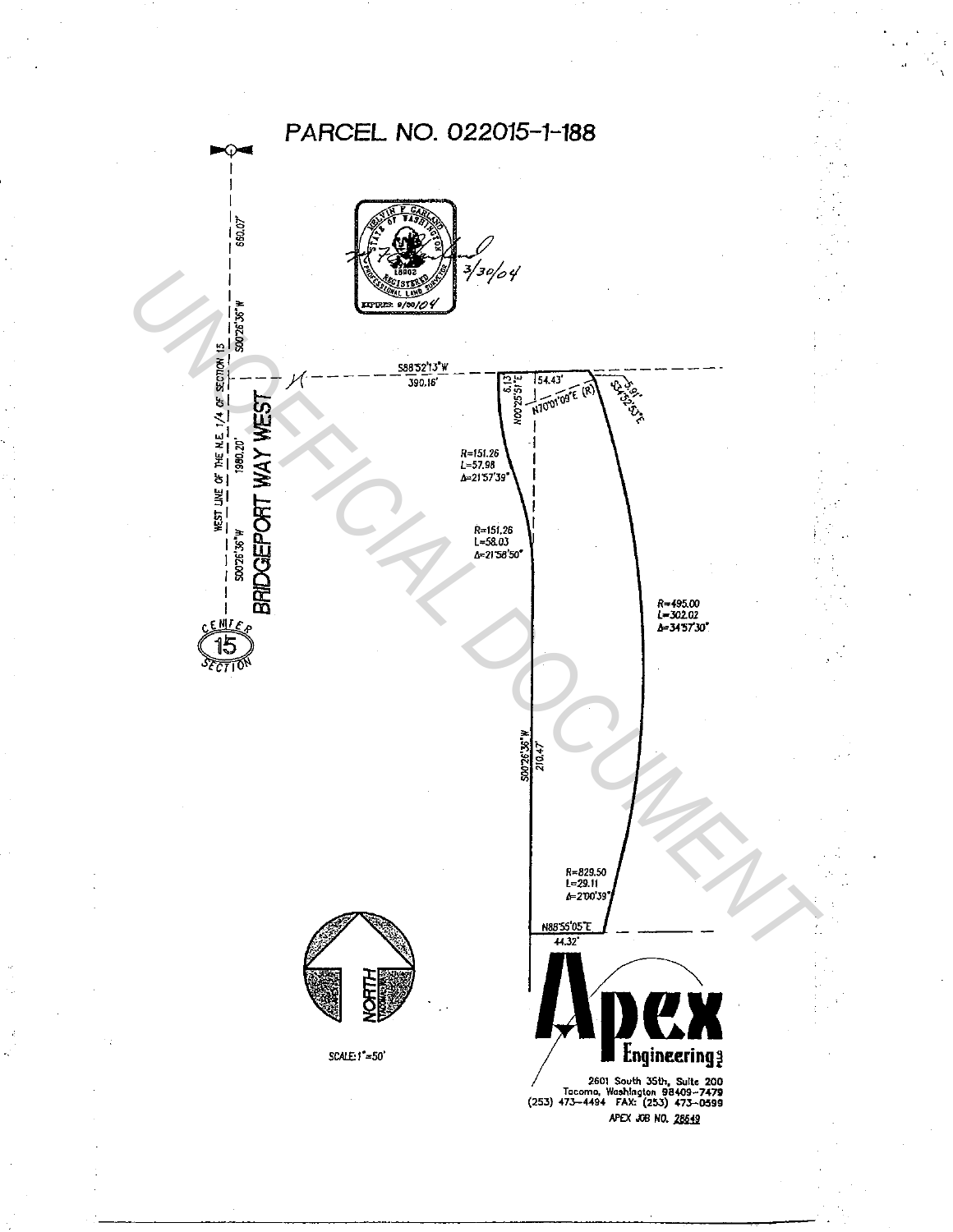# PARCEL NO. 022015-1-188

MELVIN F. GAHLAND
STATE OF WASHINGTON
18802
REGISTERED
PROFESSIONAL LAND SURVEYOR
EXPIRES 9/30/04

3/30/04

UNOFFICIAL DOCUMENT

WEST LINE OF THE N.E. 1/4 OF SECTION 15

S00°26'36"W 660.07'

S00°26'36"W 1980.20'

BRIDGEPORT WAY WEST

CENTER 15 SECTION

S88°52'13"W 390.16'

6.13'

N00°25'51"E

54.43'

N70°01'09"E (R)

5.91'

S34°32'53"E

R=151.26
L=57.98
Δ=21°57'39"

R=151.26
L=58.03
Δ=21°58'50"

R=495.00
L=302.02
Δ=34°57'30"

S00°26'36"W 210.47'

R=829.50
L=29.11
Δ=2°00'39"

N88°55'05"E 44.32'

NORTH

SCALE: 1"=50'

**Apex Engineering**

2601 South 35th, Suite 200
Tacoma, Washington 98409-7479
(253) 473-4494 FAX: (253) 473-0599

APEX JOB NO. 28549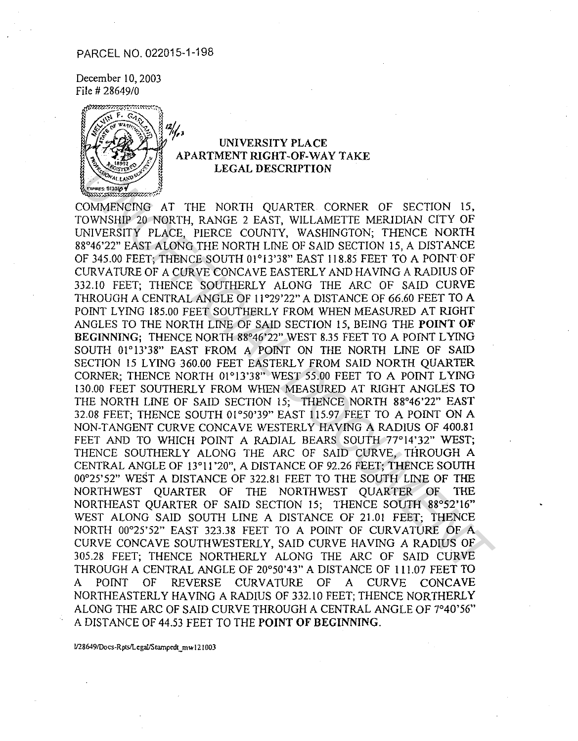PARCEL NO. 022015-1-198

December 10, 2003
File # 28649/0

12/1/03

**UNIVERSITY PLACE**
**APARTMENT RIGHT-OF-WAY TAKE**
**LEGAL DESCRIPTION**

COMMENCING AT THE NORTH QUARTER CORNER OF SECTION 15, TOWNSHIP 20 NORTH, RANGE 2 EAST, WILLAMETTE MERIDIAN CITY OF UNIVERSITY PLACE, PIERCE COUNTY, WASHINGTON; THENCE NORTH 88°46'22" EAST ALONG THE NORTH LINE OF SAID SECTION 15, A DISTANCE OF 345.00 FEET; THENCE SOUTH 01°13'38" EAST 118.85 FEET TO A POINT OF CURVATURE OF A CURVE CONCAVE EASTERLY AND HAVING A RADIUS OF 332.10 FEET; THENCE SOUTHERLY ALONG THE ARC OF SAID CURVE THROUGH A CENTRAL ANGLE OF 11°29'22" A DISTANCE OF 66.60 FEET TO A POINT LYING 185.00 FEET SOUTHERLY FROM WHEN MEASURED AT RIGHT ANGLES TO THE NORTH LINE OF SAID SECTION 15, BEING THE **POINT OF BEGINNING**; THENCE NORTH 88°46'22" WEST 8.35 FEET TO A POINT LYING SOUTH 01°13'38" EAST FROM A POINT ON THE NORTH LINE OF SAID SECTION 15 LYING 360.00 FEET EASTERLY FROM SAID NORTH QUARTER CORNER; THENCE NORTH 01°13'38" WEST 55.00 FEET TO A POINT LYING 130.00 FEET SOUTHERLY FROM WHEN MEASURED AT RIGHT ANGLES TO THE NORTH LINE OF SAID SECTION 15; THENCE NORTH 88°46'22" EAST 32.08 FEET; THENCE SOUTH 01°50'39" EAST 115.97 FEET TO A POINT ON A NON-TANGENT CURVE CONCAVE WESTERLY HAVING A RADIUS OF 400.81 FEET AND TO WHICH POINT A RADIAL BEARS SOUTH 77°14'32" WEST; THENCE SOUTHERLY ALONG THE ARC OF SAID CURVE, THROUGH A CENTRAL ANGLE OF 13°11'20", A DISTANCE OF 92.26 FEET; THENCE SOUTH 00°25'52" WEST A DISTANCE OF 322.81 FEET TO THE SOUTH LINE OF THE NORTHWEST QUARTER OF THE NORTHWEST QUARTER OF THE NORTHEAST QUARTER OF SAID SECTION 15; THENCE SOUTH 88°52'16" WEST ALONG SAID SOUTH LINE A DISTANCE OF 21.01 FEET; THENCE NORTH 00°25'52" EAST 323.38 FEET TO A POINT OF CURVATURE OF A CURVE CONCAVE SOUTHWESTERLY, SAID CURVE HAVING A RADIUS OF 305.28 FEET; THENCE NORTHERLY ALONG THE ARC OF SAID CURVE THROUGH A CENTRAL ANGLE OF 20°50'43" A DISTANCE OF 111.07 FEET TO A POINT OF REVERSE CURVATURE OF A CURVE CONCAVE NORTHEASTERLY HAVING A RADIUS OF 332.10 FEET; THENCE NORTHERLY ALONG THE ARC OF SAID CURVE THROUGH A CENTRAL ANGLE OF 7°40'56" A DISTANCE OF 44.53 FEET TO THE **POINT OF BEGINNING**.

I/28649/Docs-Rpts/Legal/Stampedt_mw121003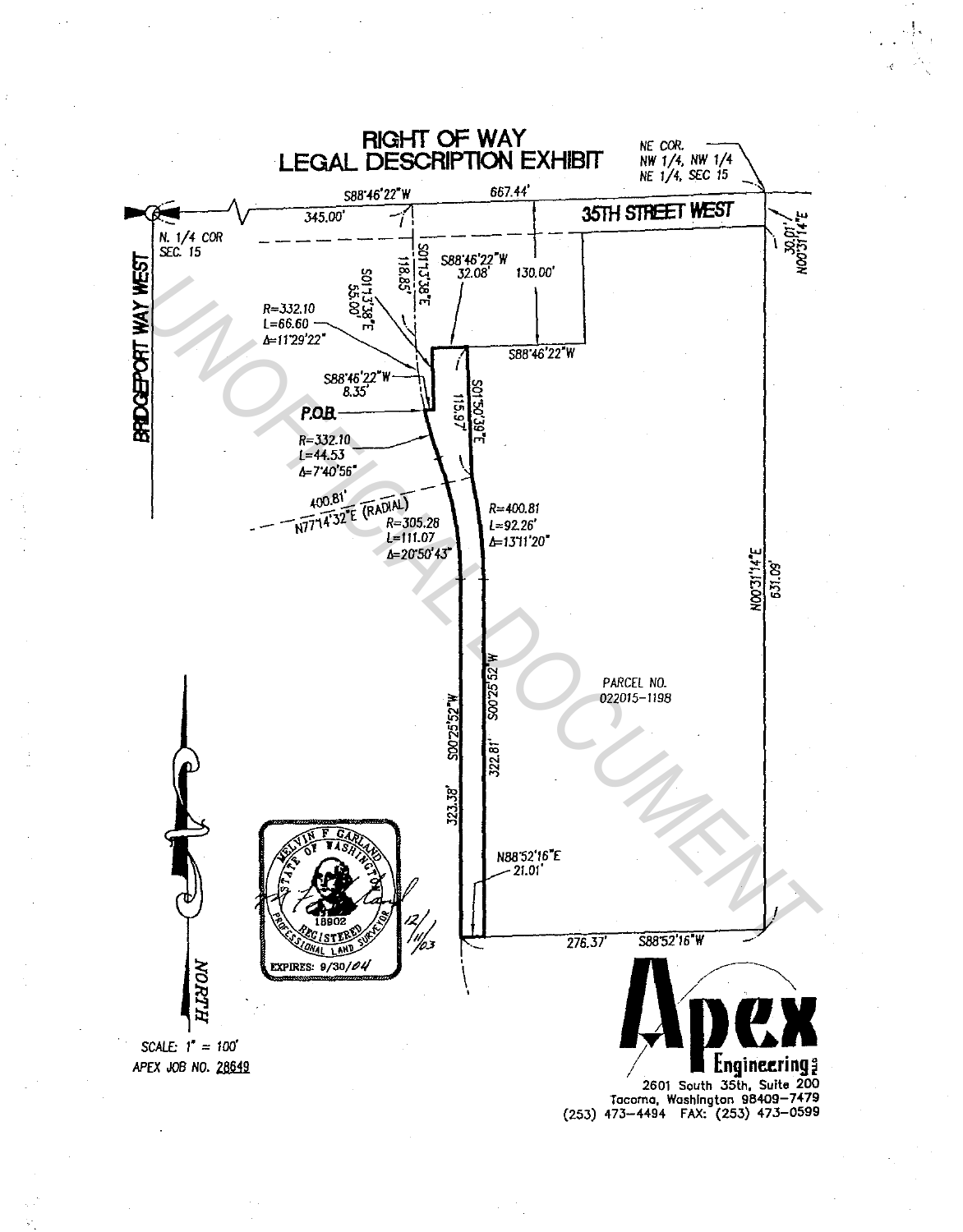# RIGHT OF WAY LEGAL DESCRIPTION EXHIBIT

NE COR.
NW 1/4, NW 1/4
NE 1/4, SEC 15

S88°46'22"W 667.44'

345.00'

35TH STREET WEST

N. 1/4 COR
SEC. 15

BRIDGEPORT WAY WEST

30.01'
N00°31'14"E

S01°13'38"E
118.85'

S01°13'38"E
55.00'

S88°46'22"W
32.08'

130.00'

R=332.10
L=66.60
Δ=11°29'22"

S88°46'22"W

S88°46'22"W
8.35'

P.O.B.

S01°50'39"E
115.97'

R=332.10
L=44.53
Δ=7°40'56"

400.81'
N77°14'32"E (RADIAL)

R=305.28
L=111.07
Δ=20°50'43"

R=400.81
L=92.26'
Δ=13°11'20"

N00°31'14"E
631.09'

PARCEL NO.
022015-1198

S00°25'52"W
323.38'

S00°25'52"W
322.81'

N88°52'16"E
21.01'

276.37' S88°52'16"W

MELVIN F GARLAND
STATE OF WASHINGTON
18902
REGISTERED
PROFESSIONAL LAND SURVEYOR
EXPIRES: 9/30/04

12/11/03

NORTH

SCALE: 1" = 100'
APEX JOB NO. 28649

Apex Engineering PLLC
2601 South 35th, Suite 200
Tacoma, Washington 98409-7479
(253) 473-4494 FAX: (253) 473-0599

UNOFFICIAL DOCUMENT